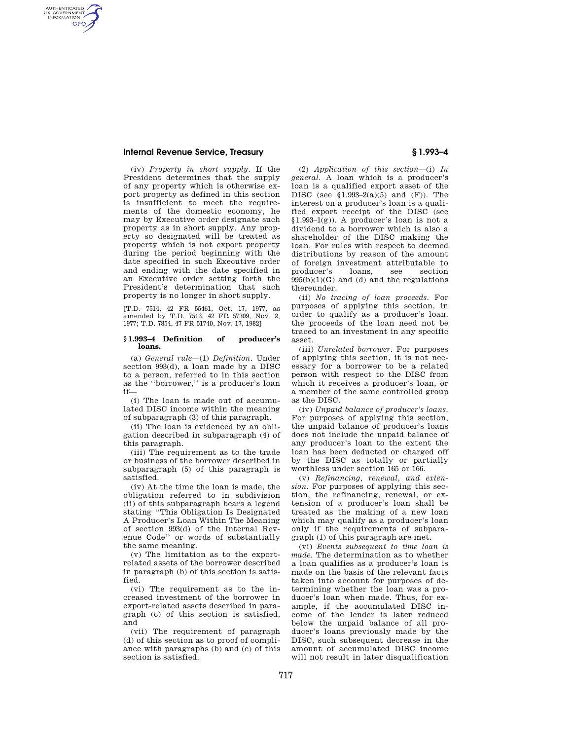(iv) *Property in short supply.* If the President determines that the supply of any property which is otherwise export property as defined in this section is insufficient to meet the requirements of the domestic economy, he may by Executive order designate such property as in short supply. Any property so designated will be treated as property which is not export property during the period beginning with the date specified in such Executive order and ending with the date specified in an Executive order setting forth the President's determination that such property is no longer in short supply.

[T.D. 7514, 42 FR 55461, Oct. 17, 1977, as amended by T.D. 7513, 42 FR 57309, Nov. 2, 1977; T.D. 7854, 47 FR 51740, Nov. 17, 1982]

## § 1.993–4 Definition of producer's loans.

(a) *General rule*—(1) *Definition.* Under section 993(d), a loan made by a DISC to a person, referred to in this section as the "borrower," is a producer's loan if—

(i) The loan is made out of accumulated DISC income within the meaning of subparagraph (3) of this paragraph.

(ii) The loan is evidenced by an obligation described in subparagraph (4) of this paragraph.

(iii) The requirement as to the trade or business of the borrower described in subparagraph (5) of this paragraph is satisfied.

(iv) At the time the loan is made, the obligation referred to in subdivision (ii) of this subparagraph bears a legend stating "This Obligation Is Designated A Producer's Loan Within The Meaning of section 993(d) of the Internal Revenue Code" or words of substantially the same meaning.

(v) The limitation as to the export-related assets of the borrower described in paragraph (b) of this section is satisfied.

(vi) The requirement as to the increased investment of the borrower in export-related assets described in paragraph (c) of this section is satisfied, and

(vii) The requirement of paragraph (d) of this section as to proof of compliance with paragraphs (b) and (c) of this section is satisfied.

(2) *Application of this section*—(i) *In general.* A loan which is a producer's loan is a qualified export asset of the DISC (see §1.993–2(a)(5) and (F)). The interest on a producer's loan is a qualified export receipt of the DISC (see §1.993–1(g)). A producer's loan is not a dividend to a borrower which is also a shareholder of the DISC making the loan. For rules with respect to deemed distributions by reason of the amount of foreign investment attributable to producer's loans, see section 995(b)(1)(G) and (d) and the regulations thereunder.

(ii) *No tracing of loan proceeds.* For purposes of applying this section, in order to qualify as a producer's loan, the proceeds of the loan need not be traced to an investment in any specific asset.

(iii) *Unrelated borrower.* For purposes of applying this section, it is not necessary for a borrower to be a related person with respect to the DISC from which it receives a producer's loan, or a member of the same controlled group as the DISC.

(iv) *Unpaid balance of producer's loans.* For purposes of applying this section, the unpaid balance of producer's loans does not include the unpaid balance of any producer's loan to the extent the loan has been deducted or charged off by the DISC as totally or partially worthless under section 165 or 166.

(v) *Refinancing, renewal, and extension.* For purposes of applying this section, the refinancing, renewal, or extension of a producer's loan shall be treated as the making of a new loan which may qualify as a producer's loan only if the requirements of subparagraph (1) of this paragraph are met.

(vi) *Events subsequent to time loan is made.* The determination as to whether a loan qualifies as a producer's loan is made on the basis of the relevant facts taken into account for purposes of determining whether the loan was a producer's loan when made. Thus, for example, if the accumulated DISC income of the lender is later reduced below the unpaid balance of all producer's loans previously made by the DISC, such subsequent decrease in the amount of accumulated DISC income will not result in later disqualification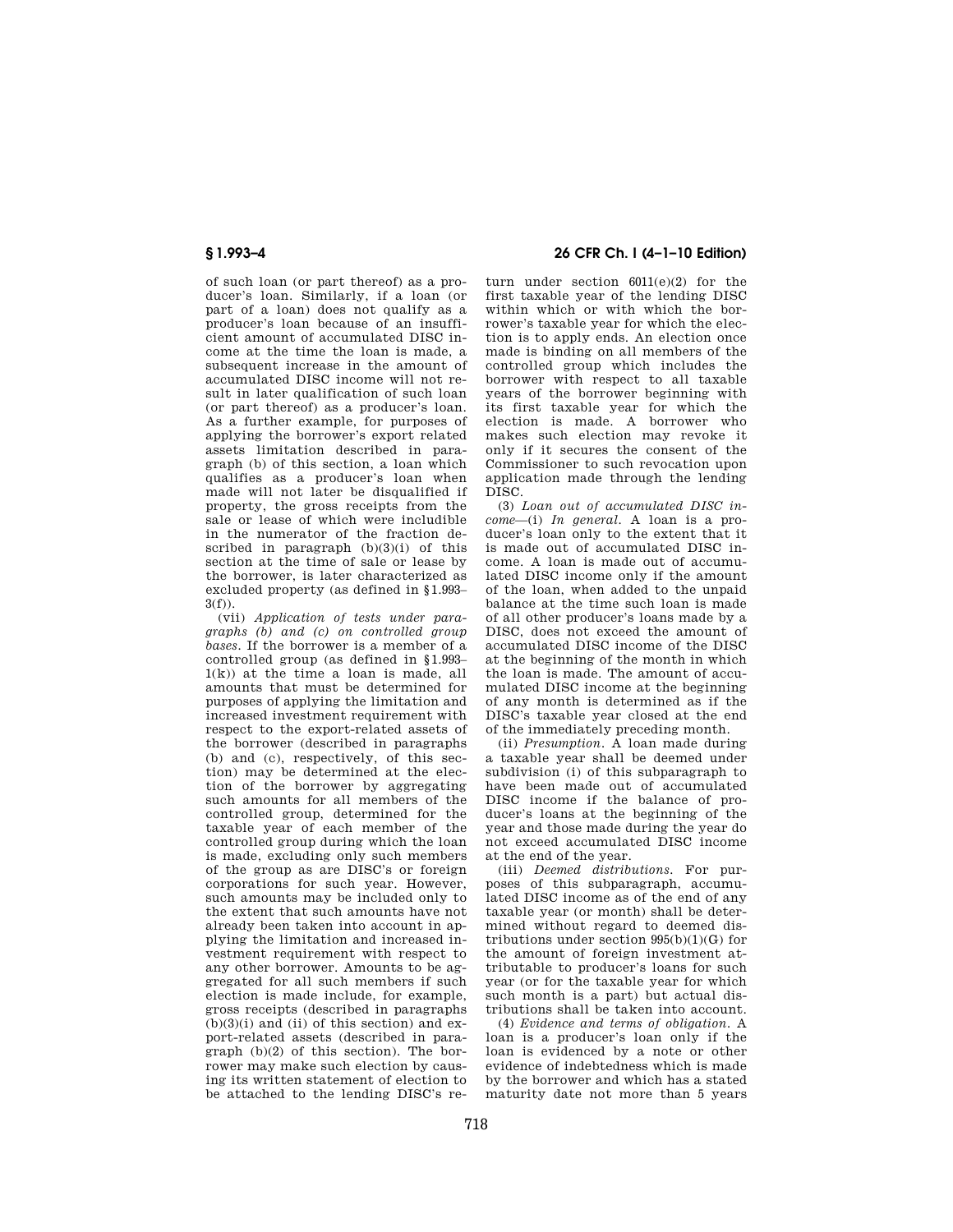of such loan (or part thereof) as a producer's loan. Similarly, if a loan (or part of a loan) does not qualify as a producer's loan because of an insufficient amount of accumulated DISC income at the time the loan is made, a subsequent increase in the amount of accumulated DISC income will not result in later qualification of such loan (or part thereof) as a producer's loan. As a further example, for purposes of applying the borrower's export related assets limitation described in paragraph (b) of this section, a loan which qualifies as a producer's loan when made will not later be disqualified if property, the gross receipts from the sale or lease of which were includible in the numerator of the fraction described in paragraph (b)(3)(i) of this section at the time of sale or lease by the borrower, is later characterized as excluded property (as defined in §1.993–3(f)).

(vii) *Application of tests under paragraphs (b) and (c) on controlled group bases.* If the borrower is a member of a controlled group (as defined in §1.993–1(k)) at the time a loan is made, all amounts that must be determined for purposes of applying the limitation and increased investment requirement with respect to the export-related assets of the borrower (described in paragraphs (b) and (c), respectively, of this section) may be determined at the election of the borrower by aggregating such amounts for all members of the controlled group, determined for the taxable year of each member of the controlled group during which the loan is made, excluding only such members of the group as are DISC's or foreign corporations for such year. However, such amounts may be included only to the extent that such amounts have not already been taken into account in applying the limitation and increased investment requirement with respect to any other borrower. Amounts to be aggregated for all such members if such election is made include, for example, gross receipts (described in paragraphs (b)(3)(i) and (ii) of this section) and export-related assets (described in paragraph (b)(2) of this section). The borrower may make such election by causing its written statement of election to be attached to the lending DISC's return under section 6011(e)(2) for the first taxable year of the lending DISC within which or with which the borrower's taxable year for which the election is to apply ends. An election once made is binding on all members of the controlled group which includes the borrower with respect to all taxable years of the borrower beginning with its first taxable year for which the election is made. A borrower who makes such election may revoke it only if it secures the consent of the Commissioner to such revocation upon application made through the lending DISC.

(3) *Loan out of accumulated DISC income*—(i) *In general.* A loan is a producer's loan only to the extent that it is made out of accumulated DISC income. A loan is made out of accumulated DISC income only if the amount of the loan, when added to the unpaid balance at the time such loan is made of all other producer's loans made by a DISC, does not exceed the amount of accumulated DISC income of the DISC at the beginning of the month in which the loan is made. The amount of accumulated DISC income at the beginning of any month is determined as if the DISC's taxable year closed at the end of the immediately preceding month.

(ii) *Presumption.* A loan made during a taxable year shall be deemed under subdivision (i) of this subparagraph to have been made out of accumulated DISC income if the balance of producer's loans at the beginning of the year and those made during the year do not exceed accumulated DISC income at the end of the year.

(iii) *Deemed distributions.* For purposes of this subparagraph, accumulated DISC income as of the end of any taxable year (or month) shall be determined without regard to deemed distributions under section 995(b)(1)(G) for the amount of foreign investment attributable to producer's loans for such year (or for the taxable year for which such month is a part) but actual distributions shall be taken into account.

(4) *Evidence and terms of obligation.* A loan is a producer's loan only if the loan is evidenced by a note or other evidence of indebtedness which is made by the borrower and which has a stated maturity date not more than 5 years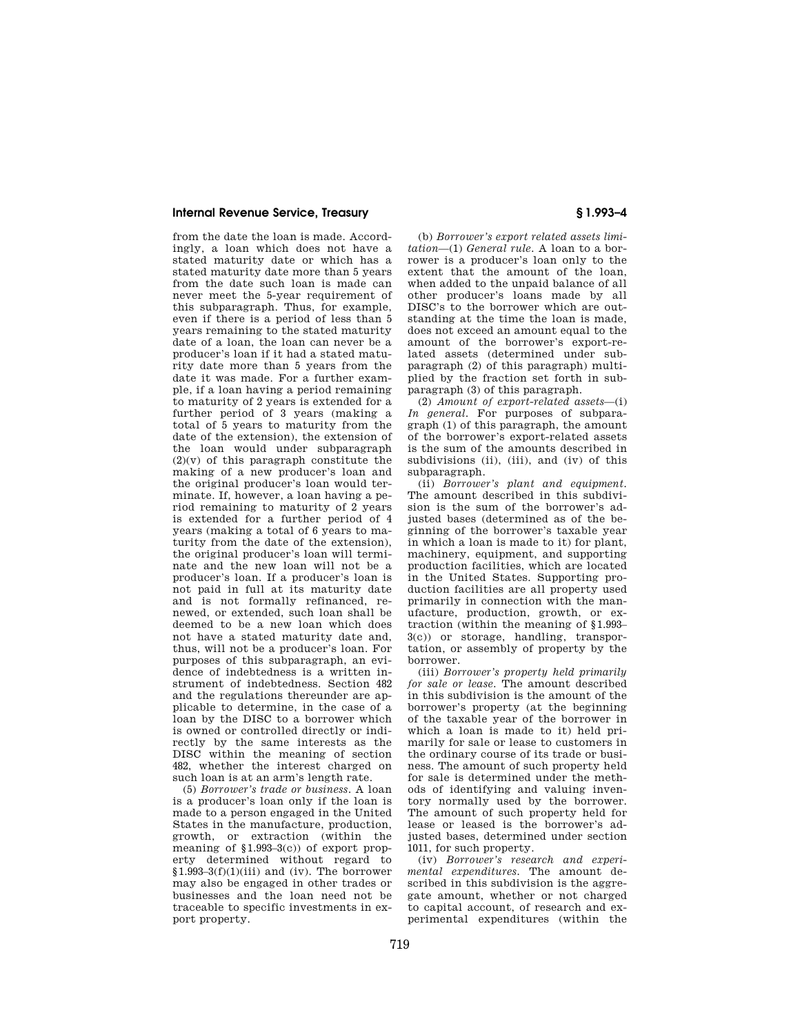from the date the loan is made. Accordingly, a loan which does not have a stated maturity date or which has a stated maturity date more than 5 years from the date such loan is made can never meet the 5-year requirement of this subparagraph. Thus, for example, even if there is a period of less than 5 years remaining to the stated maturity date of a loan, the loan can never be a producer's loan if it had a stated maturity date more than 5 years from the date it was made. For a further example, if a loan having a period remaining to maturity of 2 years is extended for a further period of 3 years (making a total of 5 years to maturity from the date of the extension), the extension of the loan would under subparagraph (2)(v) of this paragraph constitute the making of a new producer's loan and the original producer's loan would terminate. If, however, a loan having a period remaining to maturity of 2 years is extended for a further period of 4 years (making a total of 6 years to maturity from the date of the extension), the original producer's loan will terminate and the new loan will not be a producer's loan. If a producer's loan is not paid in full at its maturity date and is not formally refinanced, renewed, or extended, such loan shall be deemed to be a new loan which does not have a stated maturity date and, thus, will not be a producer's loan. For purposes of this subparagraph, an evidence of indebtedness is a written instrument of indebtedness. Section 482 and the regulations thereunder are applicable to determine, in the case of a loan by the DISC to a borrower which is owned or controlled directly or indirectly by the same interests as the DISC within the meaning of section 482, whether the interest charged on such loan is at an arm's length rate.

(5) *Borrower's trade or business.* A loan is a producer's loan only if the loan is made to a person engaged in the United States in the manufacture, production, growth, or extraction (within the meaning of §1.993–3(c)) of export property determined without regard to §1.993–3(f)(1)(iii) and (iv). The borrower may also be engaged in other trades or businesses and the loan need not be traceable to specific investments in export property.

(b) *Borrower's export related assets limitation*—(1) *General rule.* A loan to a borrower is a producer's loan only to the extent that the amount of the loan, when added to the unpaid balance of all other producer's loans made by all DISC's to the borrower which are outstanding at the time the loan is made, does not exceed an amount equal to the amount of the borrower's export-related assets (determined under subparagraph (2) of this paragraph) multiplied by the fraction set forth in subparagraph (3) of this paragraph.

(2) *Amount of export-related assets*—(i) *In general.* For purposes of subparagraph (1) of this paragraph, the amount of the borrower's export-related assets is the sum of the amounts described in subdivisions (ii), (iii), and (iv) of this subparagraph.

(ii) *Borrower's plant and equipment.* The amount described in this subdivision is the sum of the borrower's adjusted bases (determined as of the beginning of the borrower's taxable year in which a loan is made to it) for plant, machinery, equipment, and supporting production facilities, which are located in the United States. Supporting production facilities are all property used primarily in connection with the manufacture, production, growth, or extraction (within the meaning of §1.993–3(c)) or storage, handling, transportation, or assembly of property by the borrower.

(iii) *Borrower's property held primarily for sale or lease.* The amount described in this subdivision is the amount of the borrower's property (at the beginning of the taxable year of the borrower in which a loan is made to it) held primarily for sale or lease to customers in the ordinary course of its trade or business. The amount of such property held for sale is determined under the methods of identifying and valuing inventory normally used by the borrower. The amount of such property held for lease or leased is the borrower's adjusted bases, determined under section 1011, for such property.

(iv) *Borrower's research and experimental expenditures.* The amount described in this subdivision is the aggregate amount, whether or not charged to capital account, of research and experimental expenditures (within the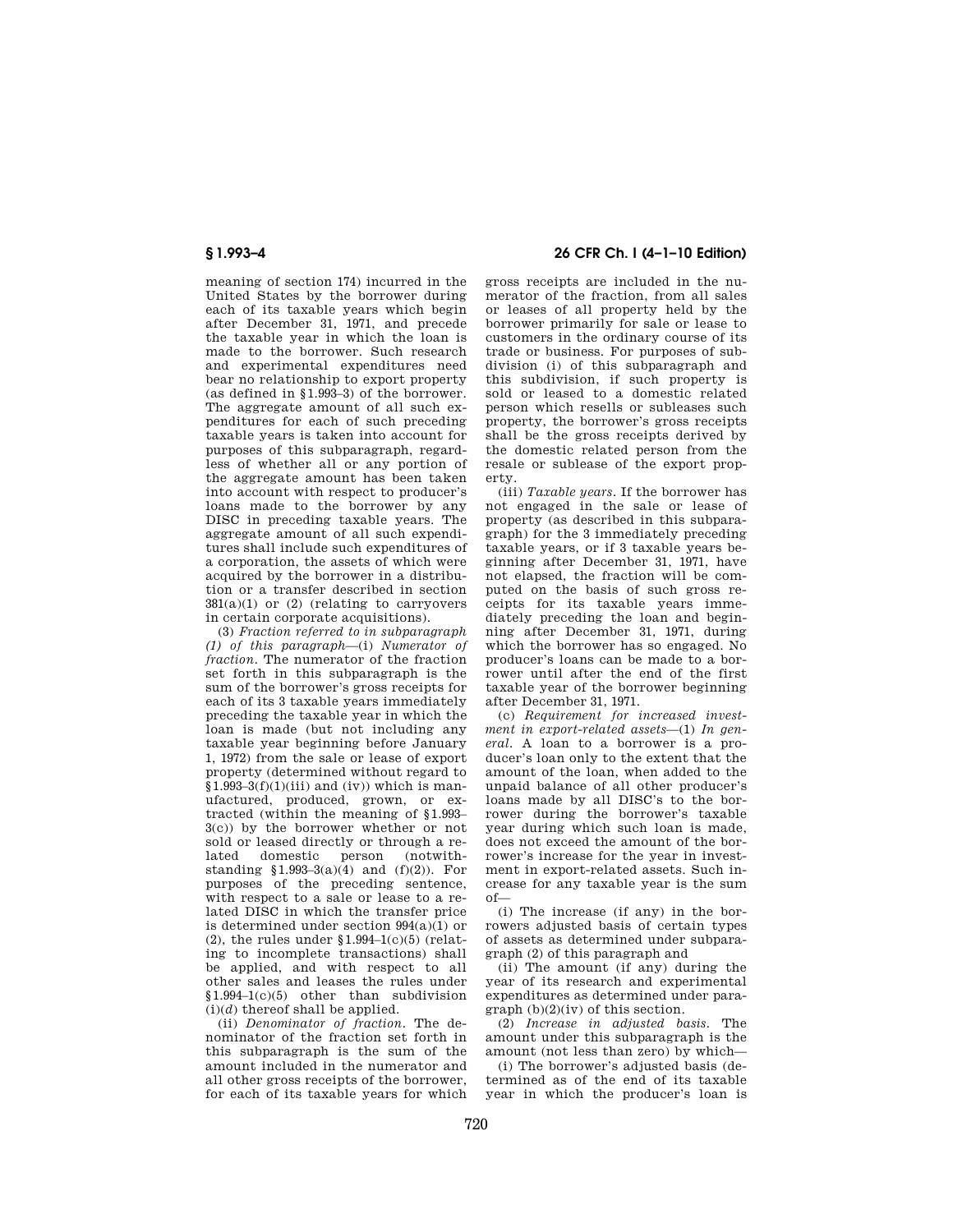meaning of section 174) incurred in the United States by the borrower during each of its taxable years which begin after December 31, 1971, and precede the taxable year in which the loan is made to the borrower. Such research and experimental expenditures need bear no relationship to export property (as defined in §1.993–3) of the borrower. The aggregate amount of all such expenditures for each of such preceding taxable years is taken into account for purposes of this subparagraph, regardless of whether all or any portion of the aggregate amount has been taken into account with respect to producer's loans made to the borrower by any DISC in preceding taxable years. The aggregate amount of all such expenditures shall include such expenditures of a corporation, the assets of which were acquired by the borrower in a distribution or a transfer described in section 381(a)(1) or (2) (relating to carryovers in certain corporate acquisitions).

(3) *Fraction referred to in subparagraph (1) of this paragraph*—(i) *Numerator of fraction.* The numerator of the fraction set forth in this subparagraph is the sum of the borrower's gross receipts for each of its 3 taxable years immediately preceding the taxable year in which the loan is made (but not including any taxable year beginning before January 1, 1972) from the sale or lease of export property (determined without regard to §1.993–3(f)(1)(iii) and (iv)) which is manufactured, produced, grown, or extracted (within the meaning of §1.993–3(c)) by the borrower whether or not sold or leased directly or through a related domestic person (notwithstanding §1.993–3(a)(4) and (f)(2)). For purposes of the preceding sentence, with respect to a sale or lease to a related DISC in which the transfer price is determined under section 994(a)(1) or (2), the rules under §1.994–1(c)(5) (relating to incomplete transactions) shall be applied, and with respect to all other sales and leases the rules under §1.994–1(c)(5) other than subdivision (i)(*d*) thereof shall be applied.

(ii) *Denominator of fraction.* The denominator of the fraction set forth in this subparagraph is the sum of the amount included in the numerator and all other gross receipts of the borrower, for each of its taxable years for which gross receipts are included in the numerator of the fraction, from all sales or leases of all property held by the borrower primarily for sale or lease to customers in the ordinary course of its trade or business. For purposes of subdivision (i) of this subparagraph and this subdivision, if such property is sold or leased to a domestic related person which resells or subleases such property, the borrower's gross receipts shall be the gross receipts derived by the domestic related person from the resale or sublease of the export property.

(iii) *Taxable years.* If the borrower has not engaged in the sale or lease of property (as described in this subparagraph) for the 3 immediately preceding taxable years, or if 3 taxable years beginning after December 31, 1971, have not elapsed, the fraction will be computed on the basis of such gross receipts for its taxable years immediately preceding the loan and beginning after December 31, 1971, during which the borrower has so engaged. No producer's loans can be made to a borrower until after the end of the first taxable year of the borrower beginning after December 31, 1971.

(c) *Requirement for increased investment in export-related assets*—(1) *In general.* A loan to a borrower is a producer's loan only to the extent that the amount of the loan, when added to the unpaid balance of all other producer's loans made by all DISC's to the borrower during the borrower's taxable year during which such loan is made, does not exceed the amount of the borrower's increase for the year in investment in export-related assets. Such increase for any taxable year is the sum of—

(i) The increase (if any) in the borrowers adjusted basis of certain types of assets as determined under subparagraph (2) of this paragraph and

(ii) The amount (if any) during the year of its research and experimental expenditures as determined under paragraph (b)(2)(iv) of this section.

(2) *Increase in adjusted basis.* The amount under this subparagraph is the amount (not less than zero) by which—

(i) The borrower's adjusted basis (determined as of the end of its taxable year in which the producer's loan is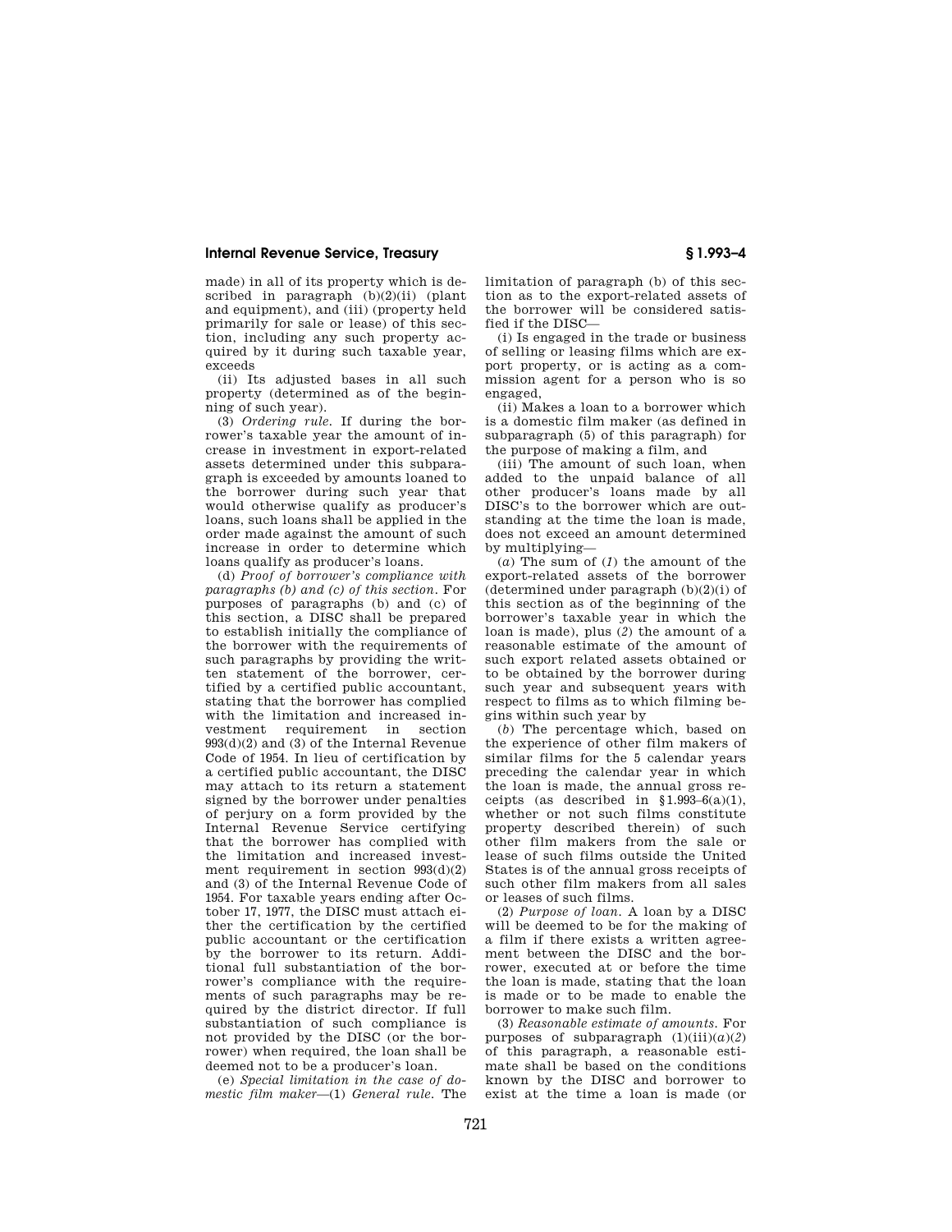made) in all of its property which is described in paragraph (b)(2)(ii) (plant and equipment), and (iii) (property held primarily for sale or lease) of this section, including any such property acquired by it during such taxable year, exceeds

(ii) Its adjusted bases in all such property (determined as of the beginning of such year).

(3) *Ordering rule.* If during the borrower's taxable year the amount of increase in investment in export-related assets determined under this subparagraph is exceeded by amounts loaned to the borrower during such year that would otherwise qualify as producer's loans, such loans shall be applied in the order made against the amount of such increase in order to determine which loans qualify as producer's loans.

(d) *Proof of borrower's compliance with paragraphs (b) and (c) of this section.* For purposes of paragraphs (b) and (c) of this section, a DISC shall be prepared to establish initially the compliance of the borrower with the requirements of such paragraphs by providing the written statement of the borrower, certified by a certified public accountant, stating that the borrower has complied with the limitation and increased investment requirement in section 993(d)(2) and (3) of the Internal Revenue Code of 1954. In lieu of certification by a certified public accountant, the DISC may attach to its return a statement signed by the borrower under penalties of perjury on a form provided by the Internal Revenue Service certifying that the borrower has complied with the limitation and increased investment requirement in section 993(d)(2) and (3) of the Internal Revenue Code of 1954. For taxable years ending after October 17, 1977, the DISC must attach either the certification by the certified public accountant or the certification by the borrower to its return. Additional full substantiation of the borrower's compliance with the requirements of such paragraphs may be required by the district director. If full substantiation of such compliance is not provided by the DISC (or the borrower) when required, the loan shall be deemed not to be a producer's loan.

(e) *Special limitation in the case of domestic film maker*—(1) *General rule.* The limitation of paragraph (b) of this section as to the export-related assets of the borrower will be considered satisfied if the DISC—

(i) Is engaged in the trade or business of selling or leasing films which are export property, or is acting as a commission agent for a person who is so engaged,

(ii) Makes a loan to a borrower which is a domestic film maker (as defined in subparagraph (5) of this paragraph) for the purpose of making a film, and

(iii) The amount of such loan, when added to the unpaid balance of all other producer's loans made by all DISC's to the borrower which are outstanding at the time the loan is made, does not exceed an amount determined by multiplying—

(*a*) The sum of (*1*) the amount of the export-related assets of the borrower (determined under paragraph (b)(2)(i) of this section as of the beginning of the borrower's taxable year in which the loan is made), plus (*2*) the amount of a reasonable estimate of the amount of such export related assets obtained or to be obtained by the borrower during such year and subsequent years with respect to films as to which filming begins within such year by

(*b*) The percentage which, based on the experience of other film makers of similar films for the 5 calendar years preceding the calendar year in which the loan is made, the annual gross receipts (as described in §1.993–6(a)(1), whether or not such films constitute property described therein) of such other film makers from the sale or lease of such films outside the United States is of the annual gross receipts of such other film makers from all sales or leases of such films.

(2) *Purpose of loan.* A loan by a DISC will be deemed to be for the making of a film if there exists a written agreement between the DISC and the borrower, executed at or before the time the loan is made, stating that the loan is made or to be made to enable the borrower to make such film.

(3) *Reasonable estimate of amounts.* For purposes of subparagraph (1)(iii)(*a*)(*2*) of this paragraph, a reasonable estimate shall be based on the conditions known by the DISC and borrower to exist at the time a loan is made (or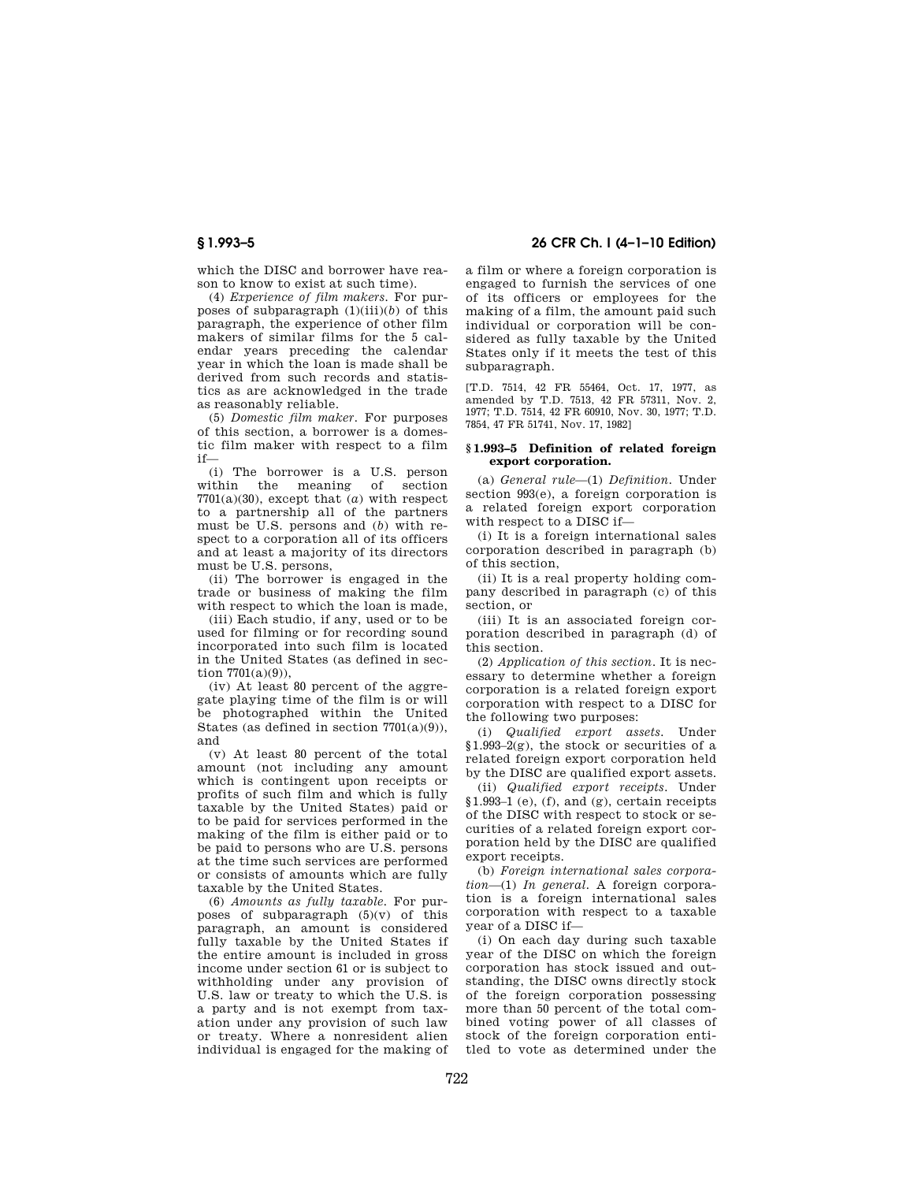which the DISC and borrower have reason to know to exist at such time).

(4) *Experience of film makers.* For purposes of subparagraph (1)(iii)(*b*) of this paragraph, the experience of other film makers of similar films for the 5 calendar years preceding the calendar year in which the loan is made shall be derived from such records and statistics as are acknowledged in the trade as reasonably reliable.

(5) *Domestic film maker.* For purposes of this section, a borrower is a domestic film maker with respect to a film if—

(i) The borrower is a U.S. person within the meaning of section 7701(a)(30), except that (*a*) with respect to a partnership all of the partners must be U.S. persons and (*b*) with respect to a corporation all of its officers and at least a majority of its directors must be U.S. persons,

(ii) The borrower is engaged in the trade or business of making the film with respect to which the loan is made,

(iii) Each studio, if any, used or to be used for filming or for recording sound incorporated into such film is located in the United States (as defined in section 7701(a)(9)),

(iv) At least 80 percent of the aggregate playing time of the film is or will be photographed within the United States (as defined in section 7701(a)(9)), and

(v) At least 80 percent of the total amount (not including any amount which is contingent upon receipts or profits of such film and which is fully taxable by the United States) paid or to be paid for services performed in the making of the film is either paid or to be paid to persons who are U.S. persons at the time such services are performed or consists of amounts which are fully taxable by the United States.

(6) *Amounts as fully taxable.* For purposes of subparagraph (5)(v) of this paragraph, an amount is considered fully taxable by the United States if the entire amount is included in gross income under section 61 or is subject to withholding under any provision of U.S. law or treaty to which the U.S. is a party and is not exempt from taxation under any provision of such law or treaty. Where a nonresident alien individual is engaged for the making of a film or where a foreign corporation is engaged to furnish the services of one of its officers or employees for the making of a film, the amount paid such individual or corporation will be considered as fully taxable by the United States only if it meets the test of this subparagraph.

[T.D. 7514, 42 FR 55464, Oct. 17, 1977, as amended by T.D. 7513, 42 FR 57311, Nov. 2, 1977; T.D. 7514, 42 FR 60910, Nov. 30, 1977; T.D. 7854, 47 FR 51741, Nov. 17, 1982]

### § 1.993–5 Definition of related foreign export corporation.

(a) *General rule*—(1) *Definition.* Under section 993(e), a foreign corporation is a related foreign export corporation with respect to a DISC if—

(i) It is a foreign international sales corporation described in paragraph (b) of this section,

(ii) It is a real property holding company described in paragraph (c) of this section, or

(iii) It is an associated foreign corporation described in paragraph (d) of this section.

(2) *Application of this section.* It is necessary to determine whether a foreign corporation is a related foreign export corporation with respect to a DISC for the following two purposes:

(i) *Qualified export assets.* Under §1.993–2(g), the stock or securities of a related foreign export corporation held by the DISC are qualified export assets.

(ii) *Qualified export receipts.* Under §1.993–1 (e), (f), and (g), certain receipts of the DISC with respect to stock or securities of a related foreign export corporation held by the DISC are qualified export receipts.

(b) *Foreign international sales corporation*—(1) *In general.* A foreign corporation is a foreign international sales corporation with respect to a taxable year of a DISC if—

(i) On each day during such taxable year of the DISC on which the foreign corporation has stock issued and outstanding, the DISC owns directly stock of the foreign corporation possessing more than 50 percent of the total combined voting power of all classes of stock of the foreign corporation entitled to vote as determined under the